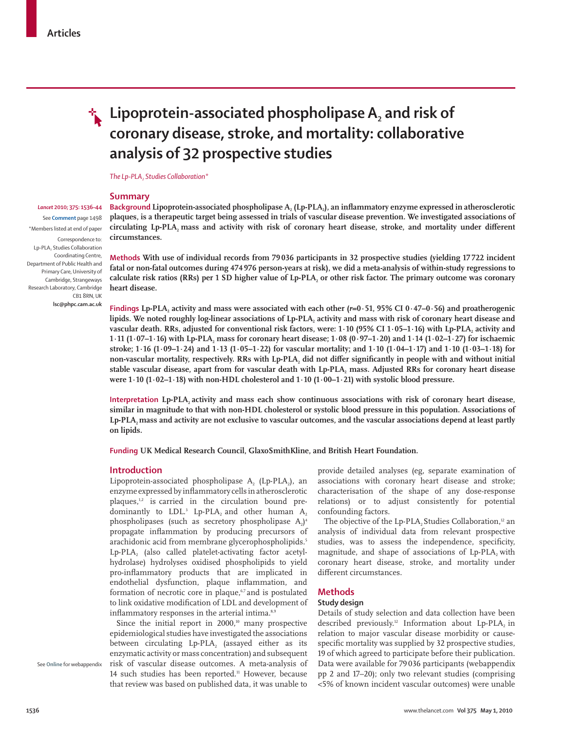Articles

# Lipoprotein-associated phospholipase $A_2$ and risk of coronary disease, stroke, and mortality: collaborative analysis of 32 prospective studies

*The Lp-PLA$_2$ Studies Collaboration**

*Lancet* 2010; 375: 1536–44

See **Comment** page 1498

*Members listed at end of paper

Correspondence to: Lp-PLA$_2$ Studies Collaboration Coordinating Centre, Department of Public Health and Primary Care, University of Cambridge, Strangeways Research Laboratory, Cambridge CB1 8RN, UK **lsc@phpc.cam.ac.uk**

## Summary

**Background** **Lipoprotein-associated phospholipase $A_2$ (Lp-PLA$_2$), an inflammatory enzyme expressed in atherosclerotic plaques, is a therapeutic target being assessed in trials of vascular disease prevention. We investigated associations of circulating Lp-PLA$_2$ mass and activity with risk of coronary heart disease, stroke, and mortality under different circumstances.**

**Methods** **With use of individual records from 79 036 participants in 32 prospective studies (yielding 17 722 incident fatal or non-fatal outcomes during 474 976 person-years at risk), we did a meta-analysis of within-study regressions to calculate risk ratios (RRs) per 1 SD higher value of Lp-PLA$_2$ or other risk factor. The primary outcome was coronary heart disease.**

**Findings** **Lp-PLA$_2$ activity and mass were associated with each other ($r$=0·51, 95% CI 0·47–0·56) and proatherogenic lipids. We noted roughly log-linear associations of Lp-PLA$_2$ activity and mass with risk of coronary heart disease and vascular death. RRs, adjusted for conventional risk factors, were: 1·10 (95% CI 1·05–1·16) with Lp-PLA$_2$ activity and 1·11 (1·07–1·16) with Lp-PLA$_2$ mass for coronary heart disease; 1·08 (0·97–1·20) and 1·14 (1·02–1·27) for ischaemic stroke; 1·16 (1·09–1·24) and 1·13 (1·05–1·22) for vascular mortality; and 1·10 (1·04–1·17) and 1·10 (1·03–1·18) for non-vascular mortality, respectively. RRs with Lp-PLA$_2$ did not differ significantly in people with and without initial stable vascular disease, apart from for vascular death with Lp-PLA$_2$ mass. Adjusted RRs for coronary heart disease were 1·10 (1·02–1·18) with non-HDL cholesterol and 1·10 (1·00–1·21) with systolic blood pressure.**

**Interpretation** **Lp-PLA$_2$ activity and mass each show continuous associations with risk of coronary heart disease, similar in magnitude to that with non-HDL cholesterol or systolic blood pressure in this population. Associations of Lp-PLA$_2$ mass and activity are not exclusive to vascular outcomes, and the vascular associations depend at least partly on lipids.**

**Funding** **UK Medical Research Council, GlaxoSmithKline, and British Heart Foundation.**

## Introduction

Lipoprotein-associated phospholipase $A_2$ (Lp-PLA$_2$), an enzyme expressed by inflammatory cells in atherosclerotic plaques,[1,2] is carried in the circulation bound predominantly to LDL.[3] Lp-PLA$_2$ and other human $A_2$ phospholipases (such as secretory phospholipase $A_2$)[4] propagate inflammation by producing precursors of arachidonic acid from membrane glycerophospholipids.[5] Lp-PLA$_2$ (also called platelet-activating factor acetylhydrolase) hydrolyses oxidised phospholipids to yield pro-inflammatory products that are implicated in endothelial dysfunction, plaque inflammation, and formation of necrotic core in plaque,[6,7] and is postulated to link oxidative modification of LDL and development of inflammatory responses in the arterial intima.[8,9]

Since the initial report in 2000,[10] many prospective epidemiological studies have investigated the associations between circulating Lp-PLA$_2$ (assayed either as its enzymatic activity or mass concentration) and subsequent risk of vascular disease outcomes. A meta-analysis of 14 such studies has been reported.[11] However, because that review was based on published data, it was unable to provide detailed analyses (eg, separate examination of associations with coronary heart disease and stroke; characterisation of the shape of any dose-response relations) or to adjust consistently for potential confounding factors.

See **Online** for webappendix

The objective of the Lp-PLA$_2$ Studies Collaboration,[12] an analysis of individual data from relevant prospective studies, was to assess the independence, specificity, magnitude, and shape of associations of Lp-PLA$_2$ with coronary heart disease, stroke, and mortality under different circumstances.

## Methods

### Study design

Details of study selection and data collection have been described previously.[12] Information about Lp-PLA$_2$ in relation to major vascular disease morbidity or cause-specific mortality was supplied by 32 prospective studies, 19 of which agreed to participate before their publication. Data were available for 79 036 participants (webappendix pp 2 and 17–20); only two relevant studies (comprising <5% of known incident vascular outcomes) were unable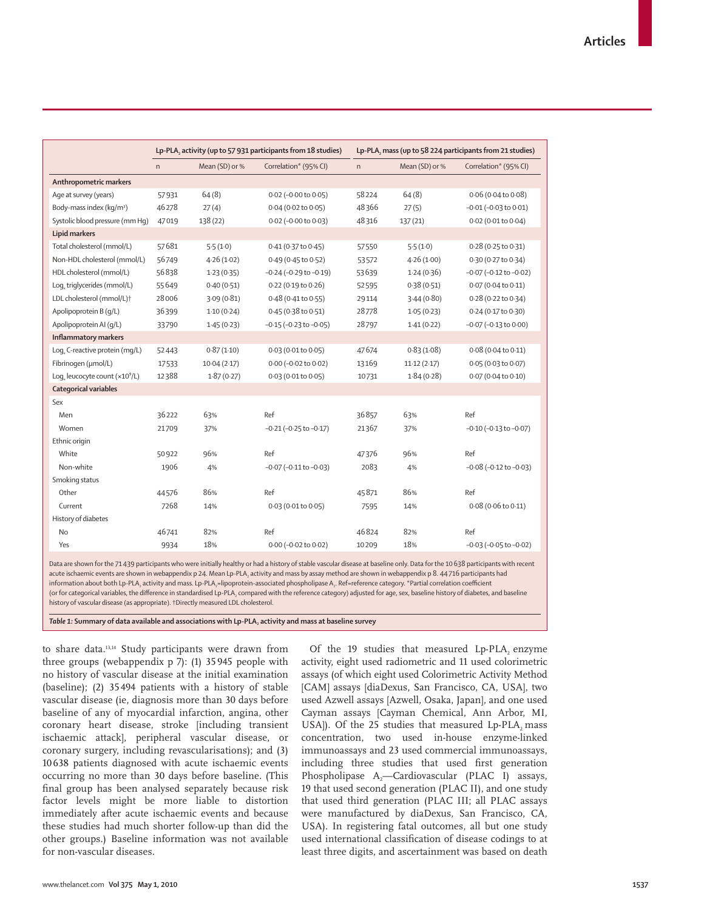| | Lp-PLA$_2$ activity (up to 57 931 participants from 18 studies) | | | Lp-PLA$_2$ mass (up to 58 224 participants from 21 studies) | | |
|---|---|---|---|---|---|---|
| | n | Mean (SD) or % | Correlation* (95% CI) | n | Mean (SD) or % | Correlation* (95% CI) |
| **Anthropometric markers** | | | | | | |
| Age at survey (years) | 57 931 | 64 (8) | 0·02 (–0·00 to 0·05) | 58 224 | 64 (8) | 0·06 (0·04 to 0·08) |
| Body-mass index (kg/m²) | 46 278 | 27 (4) | 0·04 (0·02 to 0·05) | 48 366 | 27 (5) | –0·01 (–0·03 to 0·01) |
| Systolic blood pressure (mm Hg) | 47 019 | 138 (22) | 0·02 (–0·00 to 0·03) | 48 316 | 137 (21) | 0·02 (0·01 to 0·04) |
| **Lipid markers** | | | | | | |
| Total cholesterol (mmol/L) | 57 681 | 5·5 (1·0) | 0·41 (0·37 to 0·45) | 57 550 | 5·5 (1·0) | 0·28 (0·25 to 0·31) |
| Non-HDL cholesterol (mmol/L) | 56 749 | 4·26 (1·02) | 0·49 (0·45 to 0·52) | 53 572 | 4·26 (1·00) | 0·30 (0·27 to 0·34) |
| HDL cholesterol (mmol/L) | 56 838 | 1·23 (0·35) | –0·24 (–0·29 to –0·19) | 53 639 | 1·24 (0·36) | –0·07 (–0·12 to –0·02) |
| Log$_e$ triglycerides (mmol/L) | 55 649 | 0·40 (0·51) | 0·22 (0·19 to 0·26) | 52 595 | 0·38 (0·51) | 0·07 (0·04 to 0·11) |
| LDL cholesterol (mmol/L)† | 28 006 | 3·09 (0·81) | 0·48 (0·41 to 0·55) | 29 114 | 3·44 (0·80) | 0·28 (0·22 to 0·34) |
| Apolipoprotein B (g/L) | 36 399 | 1·10 (0·24) | 0·45 (0·38 to 0·51) | 28 778 | 1·05 (0·23) | 0·24 (0·17 to 0·30) |
| Apolipoprotein AI (g/L) | 33 790 | 1·45 (0·23) | –0·15 (–0·23 to –0·05) | 28 797 | 1·41 (0·22) | –0·07 (–0·13 to 0·00) |
| **Inflammatory markers** | | | | | | |
| Log$_e$ C-reactive protein (mg/L) | 52 443 | 0·87 (1·10) | 0·03 (0·01 to 0·05) | 47 674 | 0·83 (1·08) | 0·08 (0·04 to 0·11) |
| Fibrinogen (μmol/L) | 17 533 | 10·04 (2·17) | 0·00 (–0·02 to 0·02) | 13 169 | 11·12 (2·17) | 0·05 (0·03 to 0·07) |
| Log$_e$ leucocyte count (×10⁹/L) | 12 388 | 1·87 (0·27) | 0·03 (0·01 to 0·05) | 10 731 | 1·84 (0·28) | 0·07 (0·04 to 0·10) |
| **Categorical variables** | | | | | | |
| Sex | | | | | | |
| Men | 36 222 | 63% | Ref | 36 857 | 63% | Ref |
| Women | 21 709 | 37% | –0·21 (–0·25 to –0·17) | 21 367 | 37% | –0·10 (–0·13 to –0·07) |
| Ethnic origin | | | | | | |
| White | 50 922 | 96% | Ref | 47 376 | 96% | Ref |
| Non-white | 1906 | 4% | –0·07 (–0·11 to –0·03) | 2083 | 4% | –0·08 (–0·12 to –0·03) |
| Smoking status | | | | | | |
| Other | 44 576 | 86% | Ref | 45 871 | 86% | Ref |
| Current | 7268 | 14% | 0·03 (0·01 to 0·05) | 7595 | 14% | 0·08 (0·06 to 0·11) |
| History of diabetes | | | | | | |
| No | 46 741 | 82% | Ref | 46 824 | 82% | Ref |
| Yes | 9934 | 18% | 0·00 (–0·02 to 0·02) | 10 209 | 18% | –0·03 (–0·05 to –0·02) |

Data are shown for the 71 439 participants who were initially healthy or had a history of stable vascular disease at baseline only. Data for the 10 638 participants with recent acute ischaemic events are shown in webappendix p 24. Mean Lp-PLA$_2$ activity and mass by assay method are shown in webappendix p 8. 44 716 participants had information about both Lp-PLA$_2$ activity and mass. Lp-PLA$_2$=lipoprotein-associated phospholipase A$_2$. Ref=reference category. *Partial correlation coefficient (or for categorical variables, the difference in standardised Lp-PLA$_2$ compared with the reference category) adjusted for age, sex, baseline history of diabetes, and baseline history of vascular disease (as appropriate). †Directly measured LDL cholesterol.

*Table 1:* **Summary of data available and associations with Lp-PLA$_2$ activity and mass at baseline survey**

to share data.[13,14] Study participants were drawn from three groups (webappendix p 7): (1) 35 945 people with no history of vascular disease at the initial examination (baseline); (2) 35 494 patients with a history of stable vascular disease (ie, diagnosis more than 30 days before baseline of any of myocardial infarction, angina, other coronary heart disease, stroke [including transient ischaemic attack], peripheral vascular disease, or coronary surgery, including revascularisations); and (3) 10 638 patients diagnosed with acute ischaemic events occurring no more than 30 days before baseline. (This final group has been analysed separately because risk factor levels might be more liable to distortion immediately after acute ischaemic events and because these studies had much shorter follow-up than did the other groups.) Baseline information was not available for non-vascular diseases.

Of the 19 studies that measured Lp-PLA$_2$ enzyme activity, eight used radiometric and 11 used colorimetric assays (of which eight used Colorimetric Activity Method [CAM] assays [diaDexus, San Francisco, CA, USA], two used Azwell assays [Azwell, Osaka, Japan], and one used Cayman assays [Cayman Chemical, Ann Arbor, MI, USA]). Of the 25 studies that measured Lp-PLA$_2$ mass concentration, two used in-house enzyme-linked immunoassays and 23 used commercial immunoassays, including three studies that used first generation Phospholipase A$_2$—Cardiovascular (PLAC I) assays, 19 that used second generation (PLAC II), and one study that used third generation (PLAC III; all PLAC assays were manufactured by diaDexus, San Francisco, CA, USA). In registering fatal outcomes, all but one study used international classification of disease codings to at least three digits, and ascertainment was based on death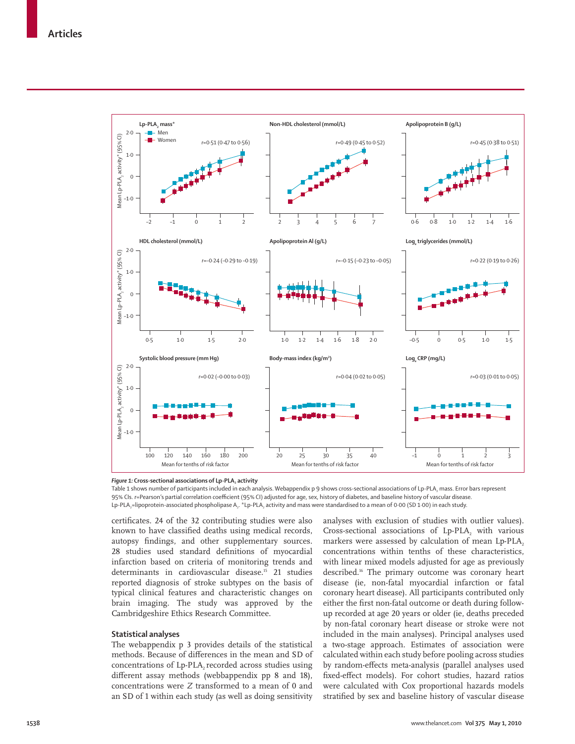*Figure 1:* **Cross-sectional associations of Lp-PLA₂ activity**

Table 1 shows number of participants included in each analysis. Webappendix p 9 shows cross-sectional associations of Lp-PLA₂ mass. Error bars represent 95% CIs. r=Pearson's partial correlation coefficient (95% CI) adjusted for age, sex, history of diabetes, and baseline history of vascular disease. Lp-PLA₂=lipoprotein-associated phospholipase A₂. *Lp-PLA₂ activity and mass were standardised to a mean of 0·00 (SD 1·00) in each study.

certificates. 24 of the 32 contributing studies were also known to have classified deaths using medical records, autopsy findings, and other supplementary sources. 28 studies used standard definitions of myocardial infarction based on criteria of monitoring trends and determinants in cardiovascular disease.[15] 21 studies reported diagnosis of stroke subtypes on the basis of typical clinical features and characteristic changes on brain imaging. The study was approved by the Cambridgeshire Ethics Research Committee.

## Statistical analyses

The webappendix p 3 provides details of the statistical methods. Because of differences in the mean and SD of concentrations of Lp-PLA₂ recorded across studies using different assay methods (webbappendix pp 8 and 18), concentrations were *Z* transformed to a mean of 0 and an SD of 1 within each study (as well as doing sensitivity analyses with exclusion of studies with outlier values). Cross-sectional associations of Lp-PLA₂ with various markers were assessed by calculation of mean Lp-PLA₂ concentrations within tenths of these characteristics, with linear mixed models adjusted for age as previously described.[16] The primary outcome was coronary heart disease (ie, non-fatal myocardial infarction or fatal coronary heart disease). All participants contributed only either the first non-fatal outcome or death during follow-up recorded at age 20 years or older (ie, deaths preceded by non-fatal coronary heart disease or stroke were not included in the main analyses). Principal analyses used a two-stage approach. Estimates of association were calculated within each study before pooling across studies by random-effects meta-analysis (parallel analyses used fixed-effect models). For cohort studies, hazard ratios were calculated with Cox proportional hazards models stratified by sex and baseline history of vascular disease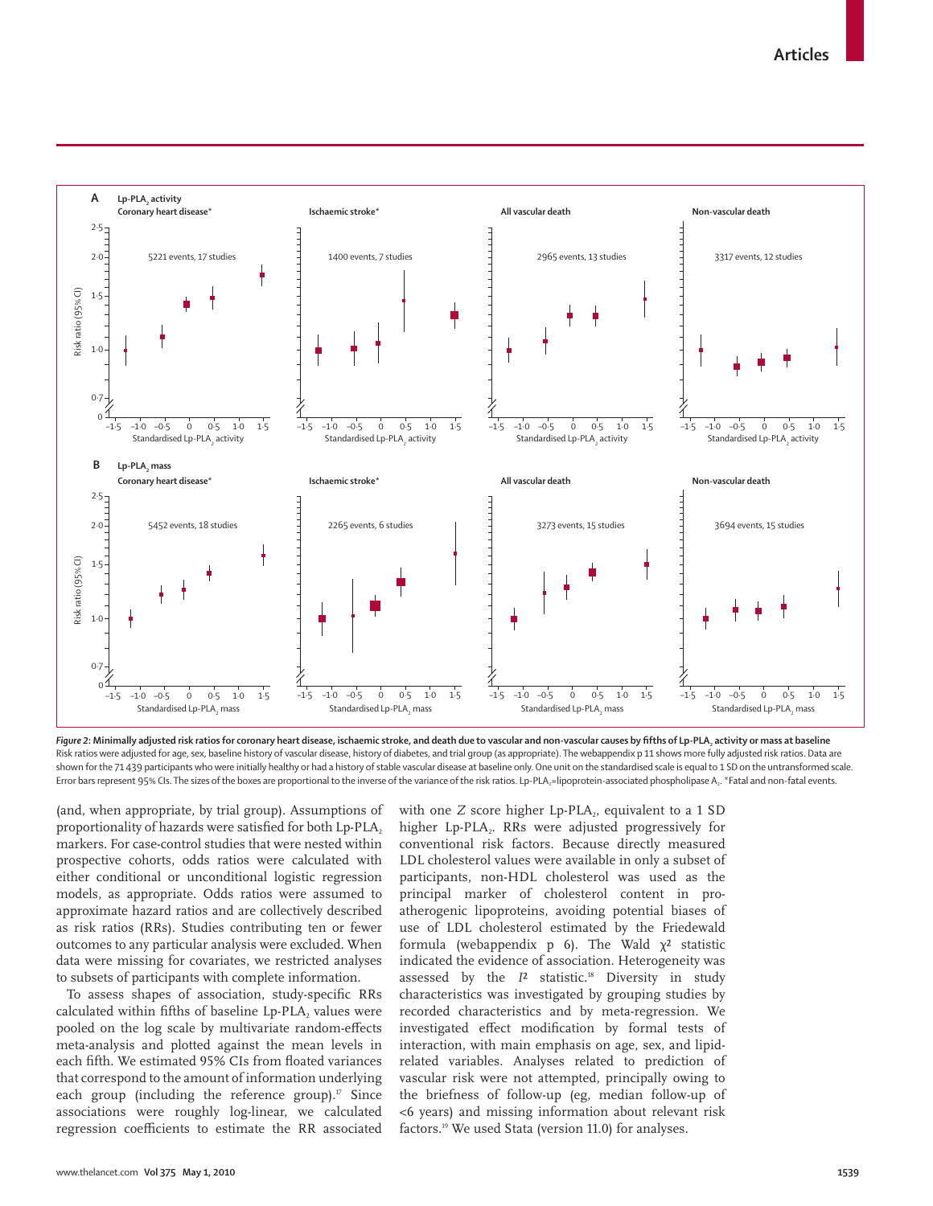**Figure 2: Minimally adjusted risk ratios for coronary heart disease, ischaemic stroke, and death due to vascular and non-vascular causes by fifths of Lp-PLA$_2$ activity or mass at baseline**
Risk ratios were adjusted for age, sex, baseline history of vascular disease, history of diabetes, and trial group (as appropriate). The webappendix p 11 shows more fully adjusted risk ratios. Data are shown for the 71 439 participants who were initially healthy or had a history of stable vascular disease at baseline only. One unit on the standardised scale is equal to 1 SD on the untransformed scale. Error bars represent 95% CIs. The sizes of the boxes are proportional to the inverse of the variance of the risk ratios. Lp-PLA$_2$=lipoprotein-associated phospholipase A$_2$. *Fatal and non-fatal events.

(and, when appropriate, by trial group). Assumptions of proportionality of hazards were satisfied for both Lp-PLA$_2$ markers. For case-control studies that were nested within prospective cohorts, odds ratios were calculated with either conditional or unconditional logistic regression models, as appropriate. Odds ratios were assumed to approximate hazard ratios and are collectively described as risk ratios (RRs). Studies contributing ten or fewer outcomes to any particular analysis were excluded. When data were missing for covariates, we restricted analyses to subsets of participants with complete information.

To assess shapes of association, study-specific RRs calculated within fifths of baseline Lp-PLA$_2$ values were pooled on the log scale by multivariate random-effects meta-analysis and plotted against the mean levels in each fifth. We estimated 95% CIs from floated variances that correspond to the amount of information underlying each group (including the reference group).[17] Since associations were roughly log-linear, we calculated regression coefficients to estimate the RR associated with one $Z$ score higher Lp-PLA$_2$, equivalent to a 1 SD higher Lp-PLA$_2$. RRs were adjusted progressively for conventional risk factors. Because directly measured LDL cholesterol values were available in only a subset of participants, non-HDL cholesterol was used as the principal marker of cholesterol content in pro-atherogenic lipoproteins, avoiding potential biases of use of LDL cholesterol estimated by the Friedewald formula (webappendix p 6). The Wald $\chi^2$ statistic indicated the evidence of association. Heterogeneity was assessed by the $I^2$ statistic.[18] Diversity in study characteristics was investigated by grouping studies by recorded characteristics and by meta-regression. We investigated effect modification by formal tests of interaction, with main emphasis on age, sex, and lipid-related variables. Analyses related to prediction of vascular risk were not attempted, principally owing to the briefness of follow-up (eg, median follow-up of <6 years) and missing information about relevant risk factors.[19] We used Stata (version 11.0) for analyses.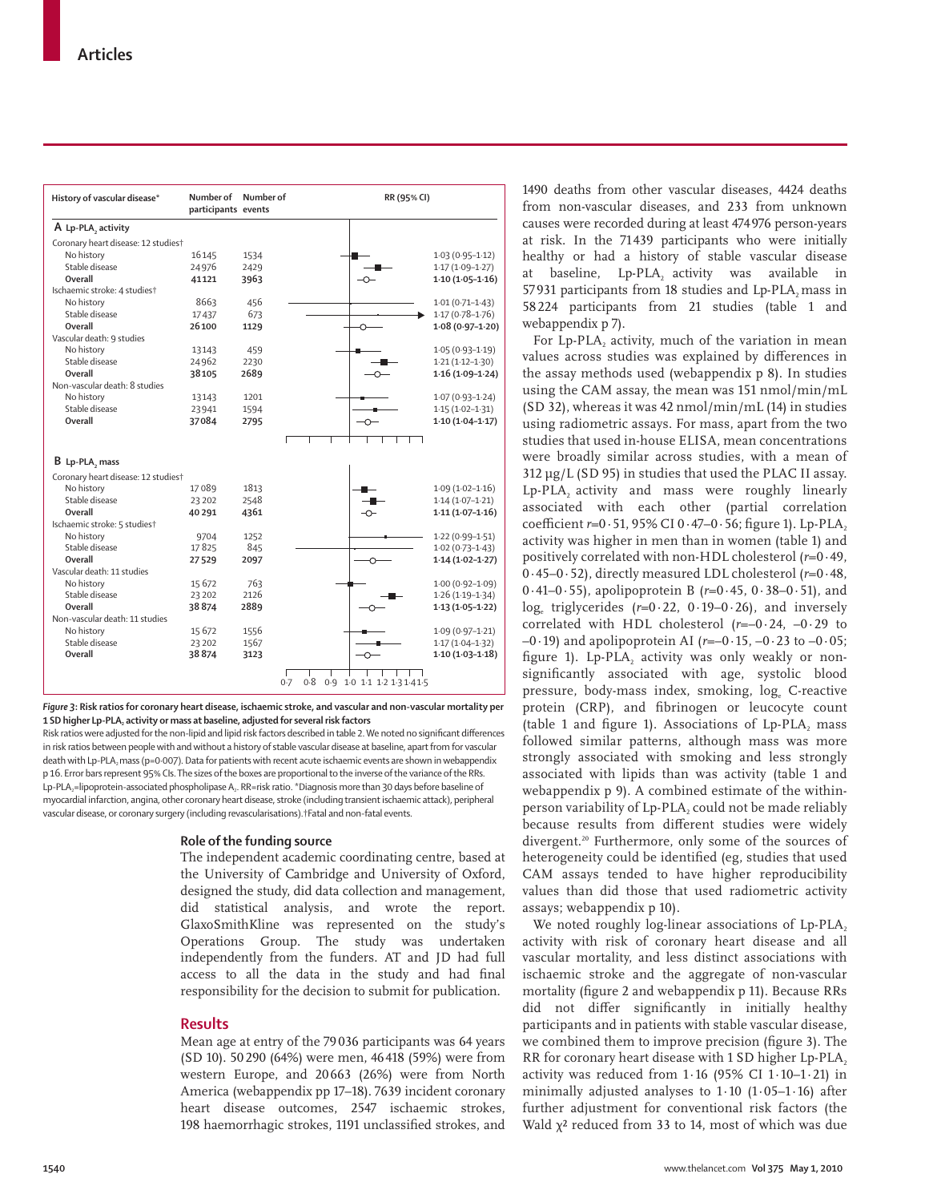| History of vascular disease* | Number of participants | Number of events | RR (95% CI) |
|---|---|---|---|
| **A Lp-PLA$_2$ activity** | | | |
| Coronary heart disease: 12 studies† | | | |
| No history | 16145 | 1534 | 1·03 (0·95–1·12) |
| Stable disease | 24976 | 2429 | 1·17 (1·09–1·27) |
| **Overall** | **41121** | **3963** | **1·10 (1·05–1·16)** |
| Ischaemic stroke: 4 studies† | | | |
| No history | 8663 | 456 | 1·01 (0·71–1·43) |
| Stable disease | 17437 | 673 | 1·17 (0·78–1·76) |
| **Overall** | **26100** | **1129** | **1·08 (0·97–1·20)** |
| Vascular death: 9 studies | | | |
| No history | 13143 | 459 | 1·05 (0·93–1·19) |
| Stable disease | 24962 | 2230 | 1·21 (1·12–1·30) |
| **Overall** | **38105** | **2689** | **1·16 (1·09–1·24)** |
| Non-vascular death: 8 studies | | | |
| No history | 13143 | 1201 | 1·07 (0·93–1·24) |
| Stable disease | 23941 | 1594 | 1·15 (1·02–1·31) |
| **Overall** | **37084** | **2795** | **1·10 (1·04–1·17)** |
| **B Lp-PLA$_2$ mass** | | | |
| Coronary heart disease: 12 studies† | | | |
| No history | 17089 | 1813 | 1·09 (1·02–1·16) |
| Stable disease | 23202 | 2548 | 1·14 (1·07–1·21) |
| **Overall** | **40291** | **4361** | **1·11 (1·07–1·16)** |
| Ischaemic stroke: 5 studies† | | | |
| No history | 9704 | 1252 | 1·22 (0·99–1·51) |
| Stable disease | 17825 | 845 | 1·02 (0·73–1·43) |
| **Overall** | **27529** | **2097** | **1·14 (1·02–1·27)** |
| Vascular death: 11 studies | | | |
| No history | 15672 | 763 | 1·00 (0·92–1·09) |
| Stable disease | 23202 | 2126 | 1·26 (1·19–1·34) |
| **Overall** | **38874** | **2889** | **1·13 (1·05–1·22)** |
| Non-vascular death: 11 studies | | | |
| No history | 15672 | 1556 | 1·09 (0·97–1·21) |
| Stable disease | 23202 | 1567 | 1·17 (1·04–1·32) |
| **Overall** | **38874** | **3123** | **1·10 (1·03–1·18)** |

***Figure 3:* Risk ratios for coronary heart disease, ischaemic stroke, and vascular and non-vascular mortality per 1 SD higher Lp-PLA$_2$ activity or mass at baseline, adjusted for several risk factors**

Risk ratios were adjusted for the non-lipid and lipid risk factors described in table 2. We noted no significant differences in risk ratios between people with and without a history of stable vascular disease at baseline, apart from for vascular death with Lp-PLA$_2$ mass (p=0·007). Data for patients with recent acute ischaemic events are shown in webappendix p 16. Error bars represent 95% CIs. The sizes of the boxes are proportional to the inverse of the variance of the RRs. Lp-PLA$_2$=lipoprotein-associated phospholipase A$_2$. RR=risk ratio. *Diagnosis more than 30 days before baseline of myocardial infarction, angina, other coronary heart disease, stroke (including transient ischaemic attack), peripheral vascular disease, or coronary surgery (including revascularisations). †Fatal and non-fatal events.

### Role of the funding source

The independent academic coordinating centre, based at the University of Cambridge and University of Oxford, designed the study, did data collection and management, did statistical analysis, and wrote the report. GlaxoSmithKline was represented on the study's Operations Group. The study was undertaken independently from the funders. AT and JD had full access to all the data in the study and had final responsibility for the decision to submit for publication.

## Results

Mean age at entry of the 79036 participants was 64 years (SD 10). 50290 (64%) were men, 46418 (59%) were from western Europe, and 20663 (26%) were from North America (webappendix pp 17–18). 7639 incident coronary heart disease outcomes, 2547 ischaemic strokes, 198 haemorrhagic strokes, 1191 unclassified strokes, and 1490 deaths from other vascular diseases, 4424 deaths from non-vascular diseases, and 233 from unknown causes were recorded during at least 474976 person-years at risk. In the 71439 participants who were initially healthy or had a history of stable vascular disease at baseline, Lp-PLA$_2$ activity was available in 57931 participants from 18 studies and Lp-PLA$_2$ mass in 58224 participants from 21 studies (table 1 and webappendix p 7).

For Lp-PLA$_2$ activity, much of the variation in mean values across studies was explained by differences in the assay methods used (webappendix p 8). In studies using the CAM assay, the mean was 151 nmol/min/mL (SD 32), whereas it was 42 nmol/min/mL (14) in studies using radiometric assays. For mass, apart from the two studies that used in-house ELISA, mean concentrations were broadly similar across studies, with a mean of 312 μg/L (SD 95) in studies that used the PLAC II assay. Lp-PLA$_2$ activity and mass were roughly linearly associated with each other (partial correlation coefficient r=0·51, 95% CI 0·47–0·56; figure 1). Lp-PLA$_2$ activity was higher in men than in women (table 1) and positively correlated with non-HDL cholesterol (r=0·49, 0·45–0·52), directly measured LDL cholesterol (r=0·48, 0·41–0·55), apolipoprotein B (r=0·45, 0·38–0·51), and log$_e$ triglycerides (r=0·22, 0·19–0·26), and inversely correlated with HDL cholesterol (r=–0·24, –0·29 to –0·19) and apolipoprotein AI (r=–0·15, –0·23 to –0·05; figure 1). Lp-PLA$_2$ activity was only weakly or non-significantly associated with age, systolic blood pressure, body-mass index, smoking, log$_e$ C-reactive protein (CRP), and fibrinogen or leucocyte count (table 1 and figure 1). Associations of Lp-PLA$_2$ mass followed similar patterns, although mass was more strongly associated with smoking and less strongly associated with lipids than was activity (table 1 and webappendix p 9). A combined estimate of the within-person variability of Lp-PLA$_2$ could not be made reliably because results from different studies were widely divergent.[20] Furthermore, only some of the sources of heterogeneity could be identified (eg, studies that used CAM assays tended to have higher reproducibility values than did those that used radiometric activity assays; webappendix p 10).

We noted roughly log-linear associations of Lp-PLA$_2$ activity with risk of coronary heart disease and all vascular mortality, and less distinct associations with ischaemic stroke and the aggregate of non-vascular mortality (figure 2 and webappendix p 11). Because RRs did not differ significantly in initially healthy participants and in patients with stable vascular disease, we combined them to improve precision (figure 3). The RR for coronary heart disease with 1 SD higher Lp-PLA$_2$ activity was reduced from 1·16 (95% CI 1·10–1·21) in minimally adjusted analyses to 1·10 (1·05–1·16) after further adjustment for conventional risk factors (the Wald $\chi^2$ reduced from 33 to 14, most of which was due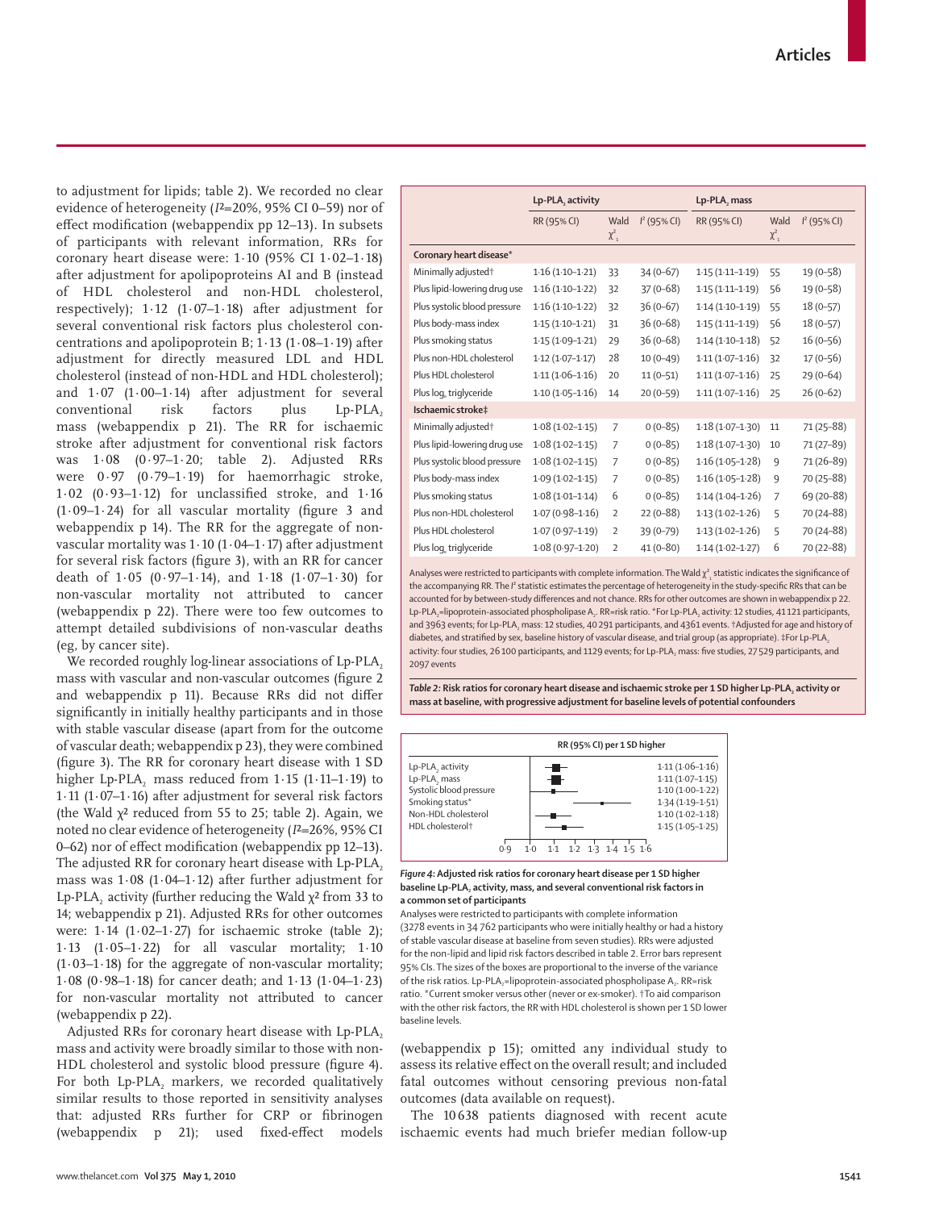to adjustment for lipids; table 2). We recorded no clear evidence of heterogeneity ($I^2$=20%, 95% CI 0–59) nor of effect modification (webappendix pp 12–13). In subsets of participants with relevant information, RRs for coronary heart disease were: 1·10 (95% CI 1·02–1·18) after adjustment for apolipoproteins AI and B (instead of HDL cholesterol and non-HDL cholesterol, respectively); 1·12 (1·07–1·18) after adjustment for several conventional risk factors plus cholesterol concentrations and apolipoprotein B; 1·13 (1·08–1·19) after adjustment for directly measured LDL and HDL cholesterol (instead of non-HDL and HDL cholesterol); and 1·07 (1·00–1·14) after adjustment for several conventional risk factors plus Lp-$PLA_2$ mass (webappendix p 21). The RR for ischaemic stroke after adjustment for conventional risk factors was 1·08 (0·97–1·20; table 2). Adjusted RRs were 0·97 (0·79–1·19) for haemorrhagic stroke, 1·02 (0·93–1·12) for unclassified stroke, and 1·16 (1·09–1·24) for all vascular mortality (figure 3 and webappendix p 14). The RR for the aggregate of non-vascular mortality was 1·10 (1·04–1·17) after adjustment for several risk factors (figure 3), with an RR for cancer death of 1·05 (0·97–1·14), and 1·18 (1·07–1·30) for non-vascular mortality not attributed to cancer (webappendix p 22). There were too few outcomes to attempt detailed subdivisions of non-vascular deaths (eg, by cancer site).

We recorded roughly log-linear associations of Lp-$PLA_2$ mass with vascular and non-vascular outcomes (figure 2 and webappendix p 11). Because RRs did not differ significantly in initially healthy participants and in those with stable vascular disease (apart from for the outcome of vascular death; webappendix p 23), they were combined (figure 3). The RR for coronary heart disease with 1 SD higher Lp-$PLA_2$ mass reduced from 1·15 (1·11–1·19) to 1·11 (1·07–1·16) after adjustment for several risk factors (the Wald $\chi^2$ reduced from 55 to 25; table 2). Again, we noted no clear evidence of heterogeneity ($I^2$=26%, 95% CI 0–62) nor of effect modification (webappendix pp 12–13). The adjusted RR for coronary heart disease with Lp-$PLA_2$ mass was 1·08 (1·04–1·12) after further adjustment for Lp-$PLA_2$ activity (further reducing the Wald $\chi^2$ from 33 to 14; webappendix p 21). Adjusted RRs for other outcomes were: 1·14 (1·02–1·27) for ischaemic stroke (table 2); 1·13 (1·05–1·22) for all vascular mortality; 1·10 (1·03–1·18) for the aggregate of non-vascular mortality; 1·08 (0·98–1·18) for cancer death; and 1·13 (1·04–1·23) for non-vascular mortality not attributed to cancer (webappendix p 22).

Adjusted RRs for coronary heart disease with Lp-$PLA_2$ mass and activity were broadly similar to those with non-HDL cholesterol and systolic blood pressure (figure 4). For both Lp-$PLA_2$ markers, we recorded qualitatively similar results to those reported in sensitivity analyses that: adjusted RRs further for CRP or fibrinogen (webappendix p 21); used fixed-effect models (webappendix p 15); omitted any individual study to assess its relative effect on the overall result; and included fatal outcomes without censoring previous non-fatal outcomes (data available on request).

The 10 638 patients diagnosed with recent acute ischaemic events had much briefer median follow-up

| | Lp-$PLA_2$ activity | | | Lp-$PLA_2$ mass | | |
|---|---|---|---|---|---|---|
| | RR (95% CI) | Wald $\chi^2_1$ | $I^2$ (95% CI) | RR (95% CI) | Wald $\chi^2_1$ | $I^2$ (95% CI) |
| **Coronary heart disease*** | | | | | | |
| Minimally adjusted† | 1·16 (1·10–1·21) | 33 | 34 (0–67) | 1·15 (1·11–1·19) | 55 | 19 (0–58) |
| Plus lipid-lowering drug use | 1·16 (1·10–1·22) | 32 | 37 (0–68) | 1·15 (1·11–1·19) | 56 | 19 (0–58) |
| Plus systolic blood pressure | 1·16 (1·10–1·22) | 32 | 36 (0–67) | 1·14 (1·10–1·19) | 55 | 18 (0–57) |
| Plus body-mass index | 1·15 (1·10–1·21) | 31 | 36 (0–68) | 1·15 (1·11–1·19) | 56 | 18 (0–57) |
| Plus smoking status | 1·15 (1·09–1·21) | 29 | 36 (0–68) | 1·14 (1·10–1·18) | 52 | 16 (0–56) |
| Plus non-HDL cholesterol | 1·12 (1·07–1·17) | 28 | 10 (0–49) | 1·11 (1·07–1·16) | 32 | 17 (0–56) |
| Plus HDL cholesterol | 1·11 (1·06–1·16) | 20 | 11 (0–51) | 1·11 (1·07–1·16) | 25 | 29 (0–64) |
| Plus $\log_e$ triglyceride | 1·10 (1·05–1·16) | 14 | 20 (0–59) | 1·11 (1·07–1·16) | 25 | 26 (0–62) |
| **Ischaemic stroke‡** | | | | | | |
| Minimally adjusted† | 1·08 (1·02–1·15) | 7 | 0 (0–85) | 1·18 (1·07–1·30) | 11 | 71 (25–88) |
| Plus lipid-lowering drug use | 1·08 (1·02–1·15) | 7 | 0 (0–85) | 1·18 (1·07–1·30) | 10 | 71 (27–89) |
| Plus systolic blood pressure | 1·08 (1·02–1·15) | 7 | 0 (0–85) | 1·16 (1·05–1·28) | 9 | 71 (26–89) |
| Plus body-mass index | 1·09 (1·02–1·15) | 7 | 0 (0–85) | 1·16 (1·05–1·28) | 9 | 70 (25–88) |
| Plus smoking status | 1·08 (1·01–1·14) | 6 | 0 (0–85) | 1·14 (1·04–1·26) | 7 | 69 (20–88) |
| Plus non-HDL cholesterol | 1·07 (0·98–1·16) | 2 | 22 (0–88) | 1·13 (1·02–1·26) | 5 | 70 (24–88) |
| Plus HDL cholesterol | 1·07 (0·97–1·19) | 2 | 39 (0–79) | 1·13 (1·02–1·26) | 5 | 70 (24–88) |
| Plus $\log_e$ triglyceride | 1·08 (0·97–1·20) | 2 | 41 (0–80) | 1·14 (1·02–1·27) | 6 | 70 (22–88) |

Analyses were restricted to participants with complete information. The Wald $\chi^2_1$ statistic indicates the significance of the accompanying RR. The $I^2$ statistic estimates the percentage of heterogeneity in the study-specific RRs that can be accounted for by between-study differences and not chance. RRs for other outcomes are shown in webappendix p 22. Lp-$PLA_2$=lipoprotein-associated phospholipase $A_2$. RR=risk ratio. *For Lp-$PLA_2$ activity: 12 studies, 41 121 participants, and 3963 events; for Lp-$PLA_2$ mass: 12 studies, 40 291 participants, and 4361 events. †Adjusted for age and history of diabetes, and stratified by sex, baseline history of vascular disease, and trial group (as appropriate). ‡For Lp-$PLA_2$ activity: four studies, 26 100 participants, and 1129 events; for Lp-$PLA_2$ mass: five studies, 27 529 participants, and 2097 events

*Table 2:* **Risk ratios for coronary heart disease and ischaemic stroke per 1 SD higher Lp-$PLA_2$ activity or mass at baseline, with progressive adjustment for baseline levels of potential confounders**

| | RR (95% CI) per 1 SD higher |
|---|---|
| Lp-$PLA_2$ activity | 1·11 (1·06–1·16) |
| Lp-$PLA_2$ mass | 1·11 (1·07–1·15) |
| Systolic blood pressure | 1·10 (1·00–1·22) |
| Smoking status* | 1·34 (1·19–1·51) |
| Non-HDL cholesterol | 1·10 (1·02–1·18) |
| HDL cholesterol† | 1·15 (1·05–1·25) |

*Figure 4:* **Adjusted risk ratios for coronary heart disease per 1 SD higher baseline Lp-$PLA_2$ activity, mass, and several conventional risk factors in a common set of participants**

Analyses were restricted to participants with complete information (3278 events in 34 762 participants who were initially healthy or had a history of stable vascular disease at baseline from seven studies). RRs were adjusted for the non-lipid and lipid risk factors described in table 2. Error bars represent 95% CIs. The sizes of the boxes are proportional to the inverse of the variance of the risk ratios. Lp-$PLA_2$=lipoprotein-associated phospholipase $A_2$. RR=risk ratio. *Current smoker versus other (never or ex-smoker). †To aid comparison with the other risk factors, the RR with HDL cholesterol is shown per 1 SD lower baseline levels.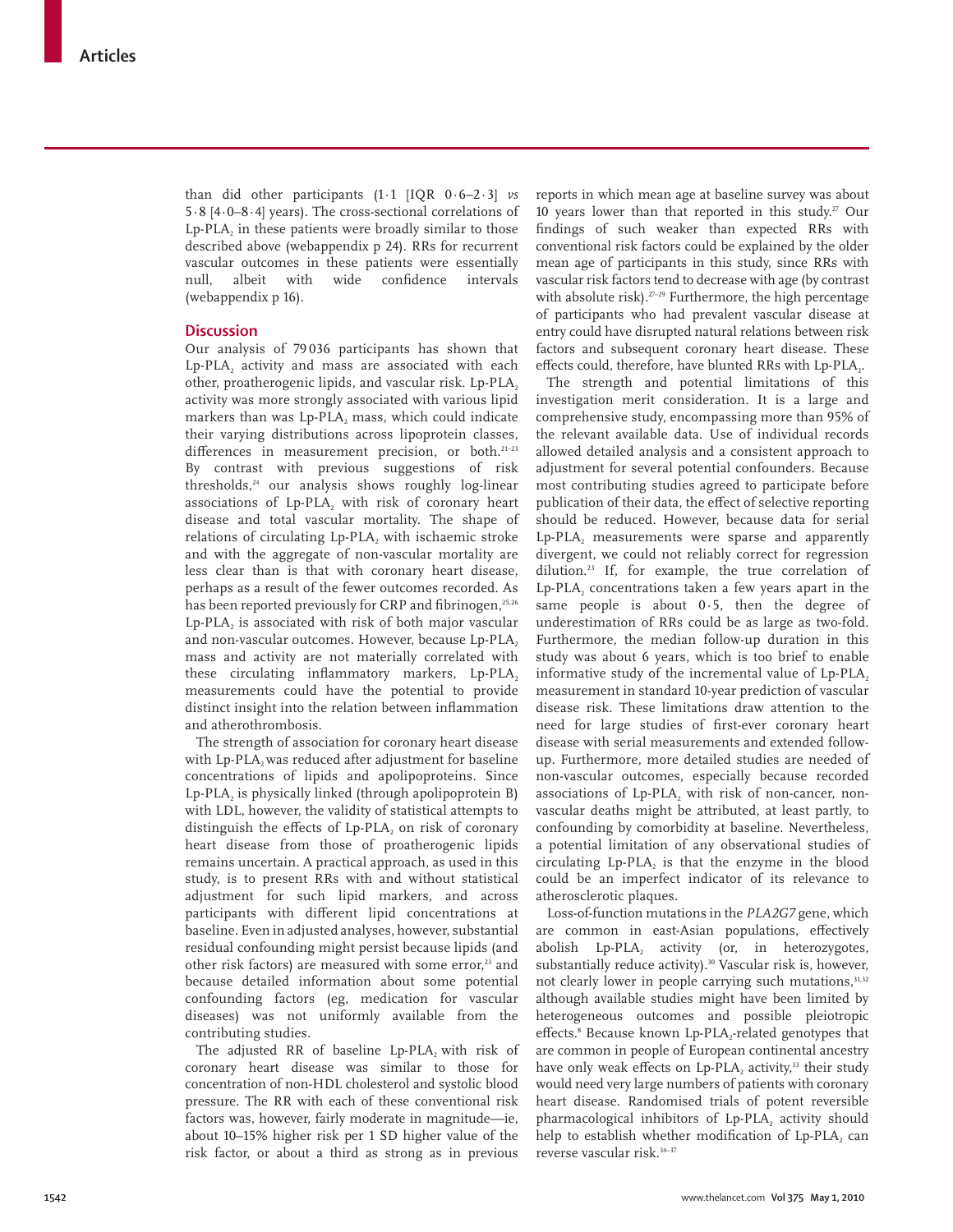than did other participants (1·1 [IQR 0·6–2·3] *vs* 5·8 [4·0–8·4] years). The cross-sectional correlations of $Lp\text{-}PLA_2$ in these patients were broadly similar to those described above (webappendix p 24). RRs for recurrent vascular outcomes in these patients were essentially null, albeit with wide confidence intervals (webappendix p 16).

## Discussion

Our analysis of 79 036 participants has shown that $Lp\text{-}PLA_2$ activity and mass are associated with each other, proatheregenic lipids, and vascular risk. $Lp\text{-}PLA_2$ activity was more strongly associated with various lipid markers than was $Lp\text{-}PLA_2$ mass, which could indicate their varying distributions across lipoprotein classes, differences in measurement precision, or both.[21–23] By contrast with previous suggestions of risk thresholds,[24] our analysis shows roughly log-linear associations of $Lp\text{-}PLA_2$ with risk of coronary heart disease and total vascular mortality. The shape of relations of circulating $Lp\text{-}PLA_2$ with ischaemic stroke and with the aggregate of non-vascular mortality are less clear than is that with coronary heart disease, perhaps as a result of the fewer outcomes recorded. As has been reported previously for CRP and fibrinogen,[25,26] $Lp\text{-}PLA_2$ is associated with risk of both major vascular and non-vascular outcomes. However, because $Lp\text{-}PLA_2$ mass and activity are not materially correlated with these circulating inflammatory markers, $Lp\text{-}PLA_2$ measurements could have the potential to provide distinct insight into the relation between inflammation and atherothrombosis.

The strength of association for coronary heart disease with $Lp\text{-}PLA_2$ was reduced after adjustment for baseline concentrations of lipids and apolipoproteins. Since $Lp\text{-}PLA_2$ is physically linked (through apolipoprotein B) with LDL, however, the validity of statistical attempts to distinguish the effects of $Lp\text{-}PLA_2$ on risk of coronary heart disease from those of proatherogenic lipids remains uncertain. A practical approach, as used in this study, is to present RRs with and without statistical adjustment for such lipid markers, and across participants with different lipid concentrations at baseline. Even in adjusted analyses, however, substantial residual confounding might persist because lipids (and other risk factors) are measured with some error,[23] and because detailed information about some potential confounding factors (eg, medication for vascular diseases) was not uniformly available from the contributing studies.

The adjusted RR of baseline $Lp\text{-}PLA_2$ with risk of coronary heart disease was similar to those for concentration of non-HDL cholesterol and systolic blood pressure. The RR with each of these conventional risk factors was, however, fairly moderate in magnitude—ie, about 10–15% higher risk per 1 SD higher value of the risk factor, or about a third as strong as in previous reports in which mean age at baseline survey was about 10 years lower than that reported in this study.[27] Our findings of such weaker than expected RRs with conventional risk factors could be explained by the older mean age of participants in this study, since RRs with vascular risk factors tend to decrease with age (by contrast with absolute risk).[27–29] Furthermore, the high percentage of participants who had prevalent vascular disease at entry could have disrupted natural relations between risk factors and subsequent coronary heart disease. These effects could, therefore, have blunted RRs with $Lp\text{-}PLA_2$.

The strength and potential limitations of this investigation merit consideration. It is a large and comprehensive study, encompassing more than 95% of the relevant available data. Use of individual records allowed detailed analysis and a consistent approach to adjustment for several potential confounders. Because most contributing studies agreed to participate before publication of their data, the effect of selective reporting should be reduced. However, because data for serial $Lp\text{-}PLA_2$ measurements were sparse and apparently divergent, we could not reliably correct for regression dilution.[23] If, for example, the true correlation of $Lp\text{-}PLA_2$ concentrations taken a few years apart in the same people is about 0·5, then the degree of underestimation of RRs could be as large as two-fold. Furthermore, the median follow-up duration in this study was about 6 years, which is too brief to enable informative study of the incremental value of $Lp\text{-}PLA_2$ measurement in standard 10-year prediction of vascular disease risk. These limitations draw attention to the need for large studies of first-ever coronary heart disease with serial measurements and extended follow-up. Furthermore, more detailed studies are needed of non-vascular outcomes, especially because recorded associations of $Lp\text{-}PLA_2$ with risk of non-cancer, non-vascular deaths might be attributed, at least partly, to confounding by comorbidity at baseline. Nevertheless, a potential limitation of any observational studies of circulating $Lp\text{-}PLA_2$ is that the enzyme in the blood could be an imperfect indicator of its relevance to atherosclerotic plaques.

Loss-of-function mutations in the *PLA2G7* gene, which are common in east-Asian populations, effectively abolish $Lp\text{-}PLA_2$ activity (or, in heterozygotes, substantially reduce activity).[30] Vascular risk is, however, not clearly lower in people carrying such mutations,[31,32] although available studies might have been limited by heterogeneous outcomes and possible pleiotropic effects.[8] Because known $Lp\text{-}PLA_2$-related genotypes that are common in people of European continental ancestry have only weak effects on $Lp\text{-}PLA_2$ activity,[33] their study would need very large numbers of patients with coronary heart disease. Randomised trials of potent reversible pharmacological inhibitors of $Lp\text{-}PLA_2$ activity should help to establish whether modification of $Lp\text{-}PLA_2$ can reverse vascular risk.[34–37]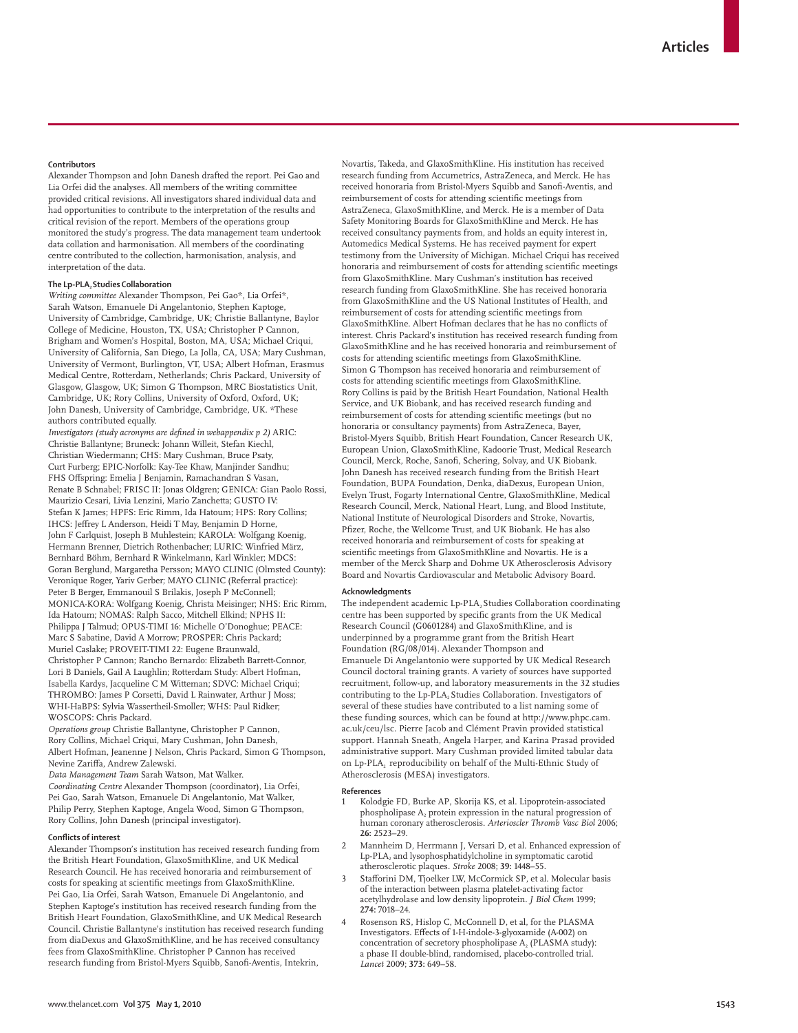### Contributors

Alexander Thompson and John Danesh drafted the report. Pei Gao and Lia Orfei did the analyses. All members of the writing committee provided critical revisions. All investigators shared individual data and had opportunities to contribute to the interpretation of the results and critical revision of the report. Members of the operations group monitored the study's progress. The data management team undertook data collation and harmonisation. All members of the coordinating centre contributed to the collection, harmonisation, analysis, and interpretation of the data.

### The Lp-PLA$_2$ Studies Collaboration

*Writing committee* Alexander Thompson, Pei Gao*, Lia Orfei*, Sarah Watson, Emanuele Di Angelantonio, Stephen Kaptoge, University of Cambridge, Cambridge, UK; Christie Ballantyne, Baylor College of Medicine, Houston, TX, USA; Christopher P Cannon, Brigham and Women's Hospital, Boston, MA, USA; Michael Criqui, University of California, San Diego, La Jolla, CA, USA; Mary Cushman, University of Vermont, Burlington, VT, USA; Albert Hofman, Erasmus Medical Centre, Rotterdam, Netherlands; Chris Packard, University of Glasgow, Glasgow, UK; Simon G Thompson, MRC Biostatistics Unit, Cambridge, UK; Rory Collins, University of Oxford, Oxford, UK; John Danesh, University of Cambridge, Cambridge, UK. *These authors contributed equally.

*Investigators (study acronyms are defined in webappendix p 2)* ARIC: Christie Ballantyne; Bruneck: Johann Willeit, Stefan Kiechl, Christian Wiedermann; CHS: Mary Cushman, Bruce Psaty, Curt Furberg; EPIC-Norfolk: Kay-Tee Khaw, Manjinder Sandhu; FHS Offspring: Emelia J Benjamin, Ramachandran S Vasan, Renate B Schnabel; FRISC II: Jonas Oldgren; GENICA: Gian Paolo Rossi, Maurizio Cesari, Livia Lenzini, Mario Zanchetta; GUSTO IV: Stefan K James; HPFS: Eric Rimm, Ida Hatoum; HPS: Rory Collins; IHCS: Jeffrey L Anderson, Heidi T May, Benjamin D Horne, John F Carlquist, Joseph B Muhlestein; KAROLA: Wolfgang Koenig, Hermann Brenner, Dietrich Rothenbacher; LURIC: Winfried März, Bernhard Böhm, Bernhard R Winkelmann, Karl Winkler; MDCS: Goran Berglund, Margaretha Persson; MAYO CLINIC (Olmsted County): Veronique Roger, Yariv Gerber; MAYO CLINIC (Referral practice): Peter B Berger, Emmanouil S Brilakis, Joseph P McConnell; MONICA-KORA: Wolfgang Koenig, Christa Meisinger; NHS: Eric Rimm, Ida Hatoum; NOMAS: Ralph Sacco, Mitchell Elkind; NPHS II: Philippa J Talmud; OPUS-TIMI 16: Michelle O'Donoghue; PEACE: Marc S Sabatine, David A Morrow; PROSPER: Chris Packard; Muriel Caslake; PROVEIT-TIMI 22: Eugene Braunwald, Christopher P Cannon; Rancho Bernardo: Elizabeth Barrett-Connor, Lori B Daniels, Gail A Laughlin; Rotterdam Study: Albert Hofman, Isabella Kardys, Jacqueline C M Witteman; SDVC: Michael Criqui; THROMBO: James P Corsetti, David L Rainwater, Arthur J Moss; WHI-HaBPS: Sylvia Wassertheil-Smoller; WHS: Paul Ridker; WOSCOPS: Chris Packard.

*Operations group* Christie Ballantyne, Christopher P Cannon, Rory Collins, Michael Criqui, Mary Cushman, John Danesh, Albert Hofman, Jeanenne J Nelson, Chris Packard, Simon G Thompson, Nevine Zariffa, Andrew Zalewski.

*Data Management Team* Sarah Watson, Mat Walker.

*Coordinating Centre* Alexander Thompson (coordinator), Lia Orfei, Pei Gao, Sarah Watson, Emanuele Di Angelantonio, Mat Walker, Philip Perry, Stephen Kaptoge, Angela Wood, Simon G Thompson, Rory Collins, John Danesh (principal investigator).

### Conflicts of interest

Alexander Thompson's institution has received research funding from the British Heart Foundation, GlaxoSmithKline, and UK Medical Research Council. He has received honoraria and reimbursement of costs for speaking at scientific meetings from GlaxoSmithKline. Pei Gao, Lia Orfei, Sarah Watson, Emanuele Di Angelantonio, and Stephen Kaptoge's institution has received research funding from the British Heart Foundation, GlaxoSmithKline, and UK Medical Research Council. Christie Ballantyne's institution has received research funding from diaDexus and GlaxoSmithKline, and he has received consultancy fees from GlaxoSmithKline. Christopher P Cannon has received research funding from Bristol-Myers Squibb, Sanofi-Aventis, Intekrin, Novartis, Takeda, and GlaxoSmithKline. His institution has received research funding from Accumetrics, AstraZeneca, and Merck. He has received honoraria from Bristol-Myers Squibb and Sanofi-Aventis, and reimbursement of costs for attending scientific meetings from AstraZeneca, GlaxoSmithKline, and Merck. He is a member of Data Safety Monitoring Boards for GlaxoSmithKline and Merck. He has received consultancy payments from, and holds an equity interest in, Automedics Medical Systems. He has received payment for expert testimony from the University of Michigan. Michael Criqui has received honoraria and reimbursement of costs for attending scientific meetings from GlaxoSmithKline. Mary Cushman's institution has received research funding from GlaxoSmithKline. She has received honoraria from GlaxoSmithKline and the US National Institutes of Health, and reimbursement of costs for attending scientific meetings from GlaxoSmithKline. Albert Hofman declares that he has no conflicts of interest. Chris Packard's institution has received research funding from GlaxoSmithKline and he has received honoraria and reimbursement of costs for attending scientific meetings from GlaxoSmithKline. Simon G Thompson has received honoraria and reimbursement of costs for attending scientific meetings from GlaxoSmithKline. Rory Collins is paid by the British Heart Foundation, National Health Service, and UK Biobank, and has received research funding and reimbursement of costs for attending scientific meetings (but no honoraria or consultancy payments) from AstraZeneca, Bayer, Bristol-Myers Squibb, British Heart Foundation, Cancer Research UK, European Union, GlaxoSmithKline, Kadoorie Trust, Medical Research Council, Merck, Roche, Sanofi, Schering, Solvay, and UK Biobank. John Danesh has received research funding from the British Heart Foundation, BUPA Foundation, Denka, diaDexus, European Union, Evelyn Trust, Fogarty International Centre, GlaxoSmithKline, Medical Research Council, Merck, National Heart, Lung, and Blood Institute, National Institute of Neurological Disorders and Stroke, Novartis, Pfizer, Roche, the Wellcome Trust, and UK Biobank. He has also received honoraria and reimbursement of costs for speaking at scientific meetings from GlaxoSmithKline and Novartis. He is a member of the Merck Sharp and Dohme UK Atherosclerosis Advisory Board and Novartis Cardiovascular and Metabolic Advisory Board.

### Acknowledgments

The independent academic Lp-PLA$_2$ Studies Collaboration coordinating centre has been supported by specific grants from the UK Medical Research Council (G0601284) and GlaxoSmithKline, and is underpinned by a programme grant from the British Heart Foundation (RG/08/014). Alexander Thompson and Emanuele Di Angelantonio were supported by UK Medical Research Council doctoral training grants. A variety of sources have supported recruitment, follow-up, and laboratory measurements in the 32 studies contributing to the Lp-PLA$_2$ Studies Collaboration. Investigators of several of these studies have contributed to a list naming some of these funding sources, which can be found at http://www.phpc.cam.ac.uk/ceu/lsc. Pierre Jacob and Clément Pravin provided statistical support. Hannah Sneath, Angela Harper, and Karina Prasad provided administrative support. Mary Cushman provided limited tabular data on Lp-PLA$_2$ reproducibility on behalf of the Multi-Ethnic Study of Atherosclerosis (MESA) investigators.

### References

1. Kolodgie FD, Burke AP, Skorija KS, et al. Lipoprotein-associated phospholipase $A_2$ protein expression in the natural progression of human coronary atherosclerosis. *Arterioscler Thromb Vasc Biol* 2006; **26:** 2523–29.
2. Mannheim D, Herrmann J, Versari D, et al. Enhanced expression of Lp-PLA$_2$ and lysophosphatidylcholine in symptomatic carotid atherosclerotic plaques. *Stroke* 2008; **39:** 1448–55.
3. Stafforini DM, Tjoelker LW, McCormick SP, et al. Molecular basis of the interaction between plasma platelet-activating factor acetylhydrolase and low density lipoprotein. *J Biol Chem* 1999; **274:** 7018–24.
4. Rosenson RS, Hislop C, McConnell D, et al, for the PLASMA Investigators. Effects of 1-H-indole-3-glyoxamide (A-002) on concentration of secretory phospholipase $A_2$ (PLASMA study): a phase II double-blind, randomised, placebo-controlled trial. *Lancet* 2009; **373:** 649–58.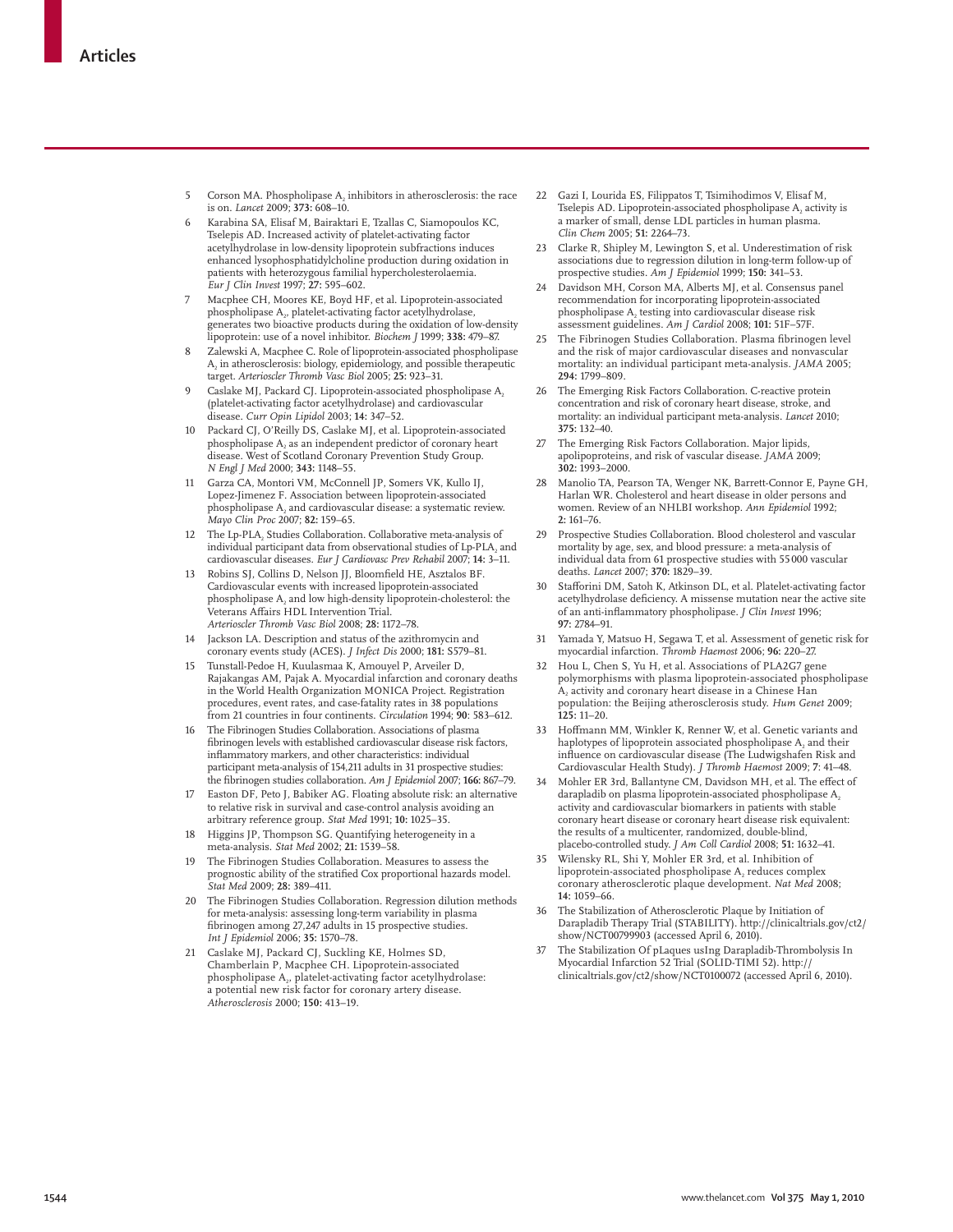5 Corson MA. Phospholipase $A_2$ inhibitors in atherosclerosis: the race is on. *Lancet* 2009; **373:** 608–10.

6 Karabina SA, Elisaf M, Bairaktari E, Tzallas C, Siamopoulos KC, Tselepis AD. Increased activity of platelet-activating factor acetylhydrolase in low-density lipoprotein subfractions induces enhanced lysophosphatidylcholine production during oxidation in patients with heterozygous familial hypercholesterolaemia. *Eur J Clin Invest* 1997; **27:** 595–602.

7 Macphee CH, Moores KE, Boyd HF, et al. Lipoprotein-associated phospholipase $A_2$, platelet-activating factor acetylhydrolase, generates two bioactive products during the oxidation of low-density lipoprotein: use of a novel inhibitor. *Biochem J* 1999; **338:** 479–87.

8 Zalewski A, Macphee C. Role of lipoprotein-associated phospholipase $A_2$ in atherosclerosis: biology, epidemiology, and possible therapeutic target. *Arterioscler Thromb Vasc Biol* 2005; **25:** 923–31.

9 Caslake MJ, Packard CJ. Lipoprotein-associated phospholipase $A_2$ (platelet-activating factor acetylhydrolase) and cardiovascular disease. *Curr Opin Lipidol* 2003; **14:** 347–52.

10 Packard CJ, O'Reilly DS, Caslake MJ, et al. Lipoprotein-associated phospholipase $A_2$ as an independent predictor of coronary heart disease. West of Scotland Coronary Prevention Study Group. *N Engl J Med* 2000; **343:** 1148–55.

11 Garza CA, Montori VM, McConnell JP, Somers VK, Kullo IJ, Lopez-Jimenez F. Association between lipoprotein-associated phospholipase $A_2$ and cardiovascular disease: a systematic review. *Mayo Clin Proc* 2007; **82:** 159–65.

12 The Lp-$PLA_2$ Studies Collaboration. Collaborative meta-analysis of individual participant data from observational studies of Lp-$PLA_2$ and cardiovascular diseases. *Eur J Cardiovasc Prev Rehabil* 2007; **14:** 3–11.

13 Robins SJ, Collins D, Nelson JJ, Bloomfield HE, Asztalos BF. Cardiovascular events with increased lipoprotein-associated phospholipase $A_2$ and low high-density lipoprotein-cholesterol: the Veterans Affairs HDL Intervention Trial. *Arterioscler Thromb Vasc Biol* 2008; **28:** 1172–78.

14 Jackson LA. Description and status of the azithromycin and coronary events study (ACES). *J Infect Dis* 2000; **181:** S579–81.

15 Tunstall-Pedoe H, Kuulasmaa K, Amouyel P, Arveiler D, Rajakangas AM, Pajak A. Myocardial infarction and coronary deaths in the World Health Organization MONICA Project. Registration procedures, event rates, and case-fatality rates in 38 populations from 21 countries in four continents. *Circulation* 1994; **90:** 583–612.

16 The Fibrinogen Studies Collaboration. Associations of plasma fibrinogen levels with established cardiovascular disease risk factors, inflammatory markers, and other characteristics: individual participant meta-analysis of 154,211 adults in 31 prospective studies: the fibrinogen studies collaboration. *Am J Epidemiol* 2007; **166:** 867–79.

17 Easton DF, Peto J, Babiker AG. Floating absolute risk: an alternative to relative risk in survival and case-control analysis avoiding an arbitrary reference group. *Stat Med* 1991; **10:** 1025–35.

18 Higgins JP, Thompson SG. Quantifying heterogeneity in a meta-analysis. *Stat Med* 2002; **21:** 1539–58.

19 The Fibrinogen Studies Collaboration. Measures to assess the prognostic ability of the stratified Cox proportional hazards model. *Stat Med* 2009; **28:** 389–411.

20 The Fibrinogen Studies Collaboration. Regression dilution methods for meta-analysis: assessing long-term variability in plasma fibrinogen among 27,247 adults in 15 prospective studies. *Int J Epidemiol* 2006; **35:** 1570–78.

21 Caslake MJ, Packard CJ, Suckling KE, Holmes SD, Chamberlain P, Macphee CH. Lipoprotein-associated phospholipase $A_2$, platelet-activating factor acetylhydrolase: a potential new risk factor for coronary artery disease. *Atherosclerosis* 2000; **150:** 413–19.

22 Gazi I, Lourida ES, Filippatos T, Tsimihodimos V, Elisaf M, Tselepis AD. Lipoprotein-associated phospholipase $A_2$ activity is a marker of small, dense LDL particles in human plasma. *Clin Chem* 2005; **51:** 2264–73.

23 Clarke R, Shipley M, Lewington S, et al. Underestimation of risk associations due to regression dilution in long-term follow-up of prospective studies. *Am J Epidemiol* 1999; **150:** 341–53.

24 Davidson MH, Corson MA, Alberts MJ, et al. Consensus panel recommendation for incorporating lipoprotein-associated phospholipase $A_2$ testing into cardiovascular disease risk assessment guidelines. *Am J Cardiol* 2008; **101:** 51F–57F.

25 The Fibrinogen Studies Collaboration. Plasma fibrinogen level and the risk of major cardiovascular diseases and nonvascular mortality: an individual participant meta-analysis. *JAMA* 2005; **294:** 1799–809.

26 The Emerging Risk Factors Collaboration. C-reactive protein concentration and risk of coronary heart disease, stroke, and mortality: an individual participant meta-analysis. *Lancet* 2010; **375:** 132–40.

27 The Emerging Risk Factors Collaboration. Major lipids, apolipoproteins, and risk of vascular disease. *JAMA* 2009; **302:** 1993–2000.

28 Manolio TA, Pearson TA, Wenger NK, Barrett-Connor E, Payne GH, Harlan WR. Cholesterol and heart disease in older persons and women. Review of an NHLBI workshop. *Ann Epidemiol* 1992; **2:** 161–76.

29 Prospective Studies Collaboration. Blood cholesterol and vascular mortality by age, sex, and blood pressure: a meta-analysis of individual data from 61 prospective studies with 55 000 vascular deaths. *Lancet* 2007; **370:** 1829–39.

30 Stafforini DM, Satoh K, Atkinson DL, et al. Platelet-activating factor acetylhydrolase deficiency. A missense mutation near the active site of an anti-inflammatory phospholipase. *J Clin Invest* 1996; **97:** 2784–91.

31 Yamada Y, Matsuo H, Segawa T, et al. Assessment of genetic risk for myocardial infarction. *Thromb Haemost* 2006; **96:** 220–27.

32 Hou L, Chen S, Yu H, et al. Associations of PLA2G7 gene polymorphisms with plasma lipoprotein-associated phospholipase $A_2$ activity and coronary heart disease in a Chinese Han population: the Beijing atherosclerosis study. *Hum Genet* 2009; **125:** 11–20.

33 Hoffmann MM, Winkler K, Renner W, et al. Genetic variants and haplotypes of lipoprotein associated phospholipase $A_2$ and their influence on cardiovascular disease (The Ludwigshafen Risk and Cardiovascular Health Study). *J Thromb Haemost* 2009; **7:** 41–48.

34 Mohler ER 3rd, Ballantyne CM, Davidson MH, et al. The effect of darapladib on plasma lipoprotein-associated phospholipase $A_2$ activity and cardiovascular biomarkers in patients with stable coronary heart disease or coronary heart disease risk equivalent: the results of a multicenter, randomized, double-blind, placebo-controlled study. *J Am Coll Cardiol* 2008; **51:** 1632–41.

35 Wilensky RL, Shi Y, Mohler ER 3rd, et al. Inhibition of lipoprotein-associated phospholipase $A_2$ reduces complex coronary atherosclerotic plaque development. *Nat Med* 2008; **14:** 1059–66.

36 The Stabilization of Atherosclerotic Plaque by Initiation of Darapladib Therapy Trial (STABILITY). http://clinicaltrials.gov/ct2/show/NCT00799903 (accessed April 6, 2010).

37 The Stabilization Of pLaques usIng Darapladib-Thrombolysis In Myocardial Infarction 52 Trial (SOLID-TIMI 52). http://clinicaltrials.gov/ct2/show/NCT0100072 (accessed April 6, 2010).